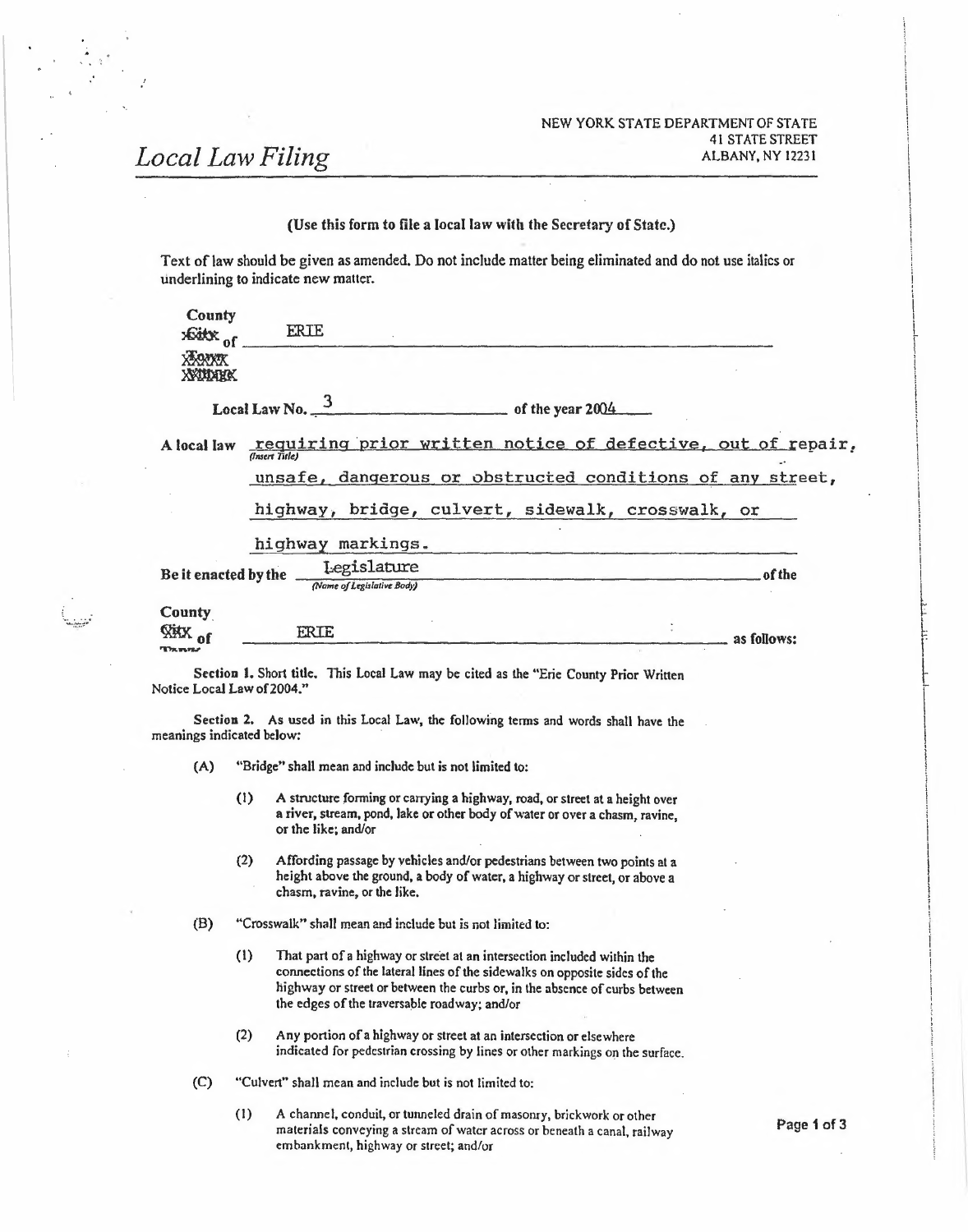NEW YORK STATE DEPARTMENT OF STATE
41 STATE STREET
ALBANY, NY 12231

# Local Law Filing

**(Use this form to file a local law with the Secretary of State.)**

Text of law should be given as amended. Do not include matter being eliminated and do not use italics or underlining to indicate new matter.

**County** of ERIE

**Local Law No.** 3 **of the year** 2004

**A local law** requiring prior written notice of defective, out of repair, unsafe, dangerous or obstructed conditions of any street, highway, bridge, culvert, sidewalk, crosswalk, or highway markings.

**Be it enacted by the** Legislature **of the**

**County of** ERIE **as follows:**

**Section 1.** Short title. This Local Law may be cited as the "Erie County Prior Written Notice Local Law of 2004."

**Section 2.** As used in this Local Law, the following terms and words shall have the meanings indicated below:

(A) "Bridge" shall mean and include but is not limited to:

(1) A structure forming or carrying a highway, road, or street at a height over a river, stream, pond, lake or other body of water or over a chasm, ravine, or the like; and/or

(2) Affording passage by vehicles and/or pedestrians between two points at a height above the ground, a body of water, a highway or street, or above a chasm, ravine, or the like.

(B) "Crosswalk" shall mean and include but is not limited to:

(1) That part of a highway or street at an intersection included within the connections of the lateral lines of the sidewalks on opposite sides of the highway or street or between the curbs or, in the absence of curbs between the edges of the traversable roadway; and/or

(2) Any portion of a highway or street at an intersection or elsewhere indicated for pedestrian crossing by lines or other markings on the surface.

(C) "Culvert" shall mean and include but is not limited to:

(1) A channel, conduit, or tunneled drain of masonry, brickwork or other materials conveying a stream of water across or beneath a canal, railway embankment, highway or street; and/or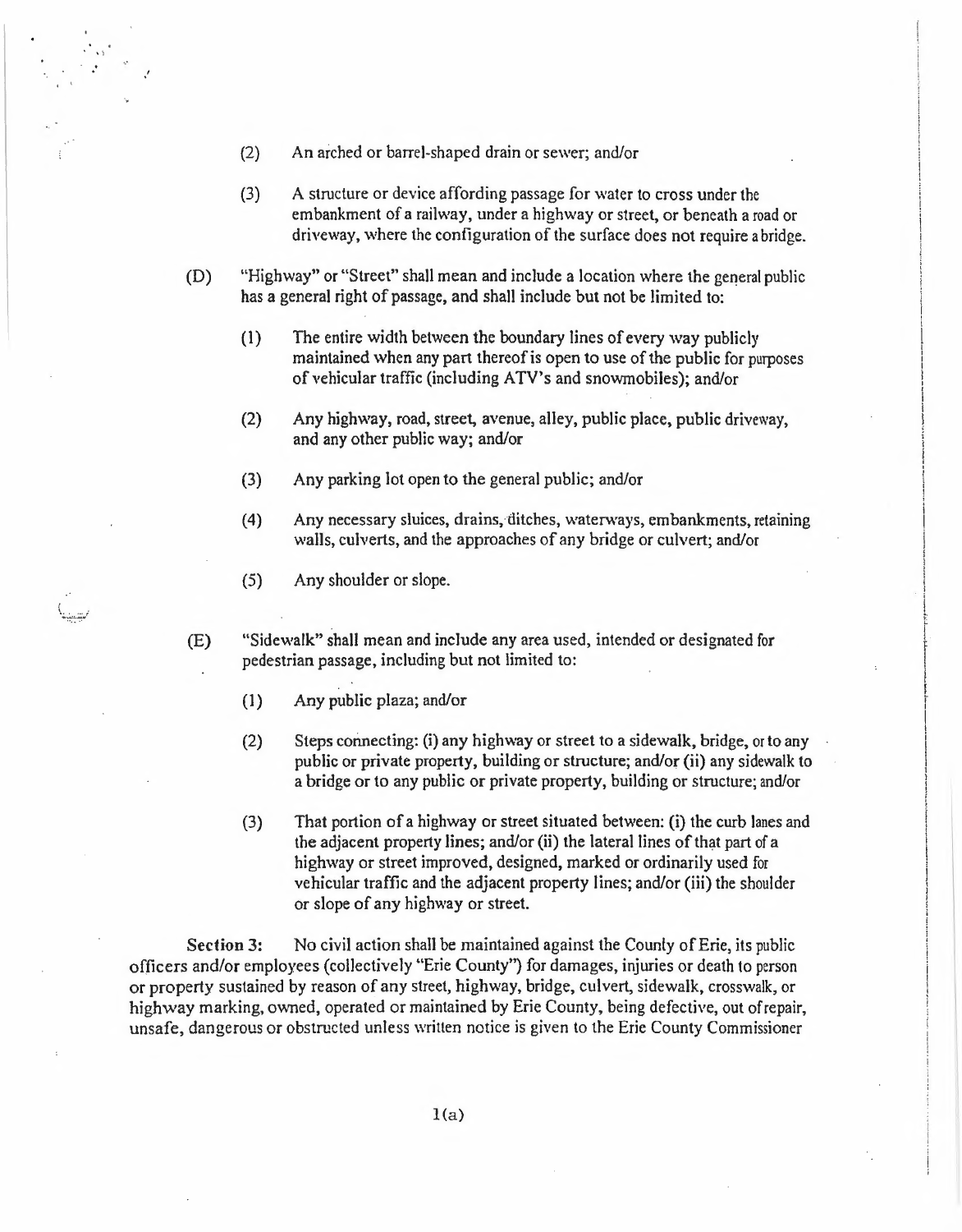(2) An arched or barrel-shaped drain or sewer; and/or

(3) A structure or device affording passage for water to cross under the embankment of a railway, under a highway or street, or beneath a road or driveway, where the configuration of the surface does not require a bridge.

(D) "Highway" or "Street" shall mean and include a location where the general public has a general right of passage, and shall include but not be limited to:

(1) The entire width between the boundary lines of every way publicly maintained when any part thereof is open to use of the public for purposes of vehicular traffic (including ATV's and snowmobiles); and/or

(2) Any highway, road, street, avenue, alley, public place, public driveway, and any other public way; and/or

(3) Any parking lot open to the general public; and/or

(4) Any necessary sluices, drains, ditches, waterways, embankments, retaining walls, culverts, and the approaches of any bridge or culvert; and/or

(5) Any shoulder or slope.

(E) "Sidewalk" shall mean and include any area used, intended or designated for pedestrian passage, including but not limited to:

(1) Any public plaza; and/or

(2) Steps connecting: (i) any highway or street to a sidewalk, bridge, or to any public or private property, building or structure; and/or (ii) any sidewalk to a bridge or to any public or private property, building or structure; and/or

(3) That portion of a highway or street situated between: (i) the curb lanes and the adjacent property lines; and/or (ii) the lateral lines of that part of a highway or street improved, designed, marked or ordinarily used for vehicular traffic and the adjacent property lines; and/or (iii) the shoulder or slope of any highway or street.

**Section 3:** No civil action shall be maintained against the County of Erie, its public officers and/or employees (collectively "Erie County") for damages, injuries or death to person or property sustained by reason of any street, highway, bridge, culvert, sidewalk, crosswalk, or highway marking, owned, operated or maintained by Erie County, being defective, out of repair, unsafe, dangerous or obstructed unless written notice is given to the Erie County Commissioner

1(a)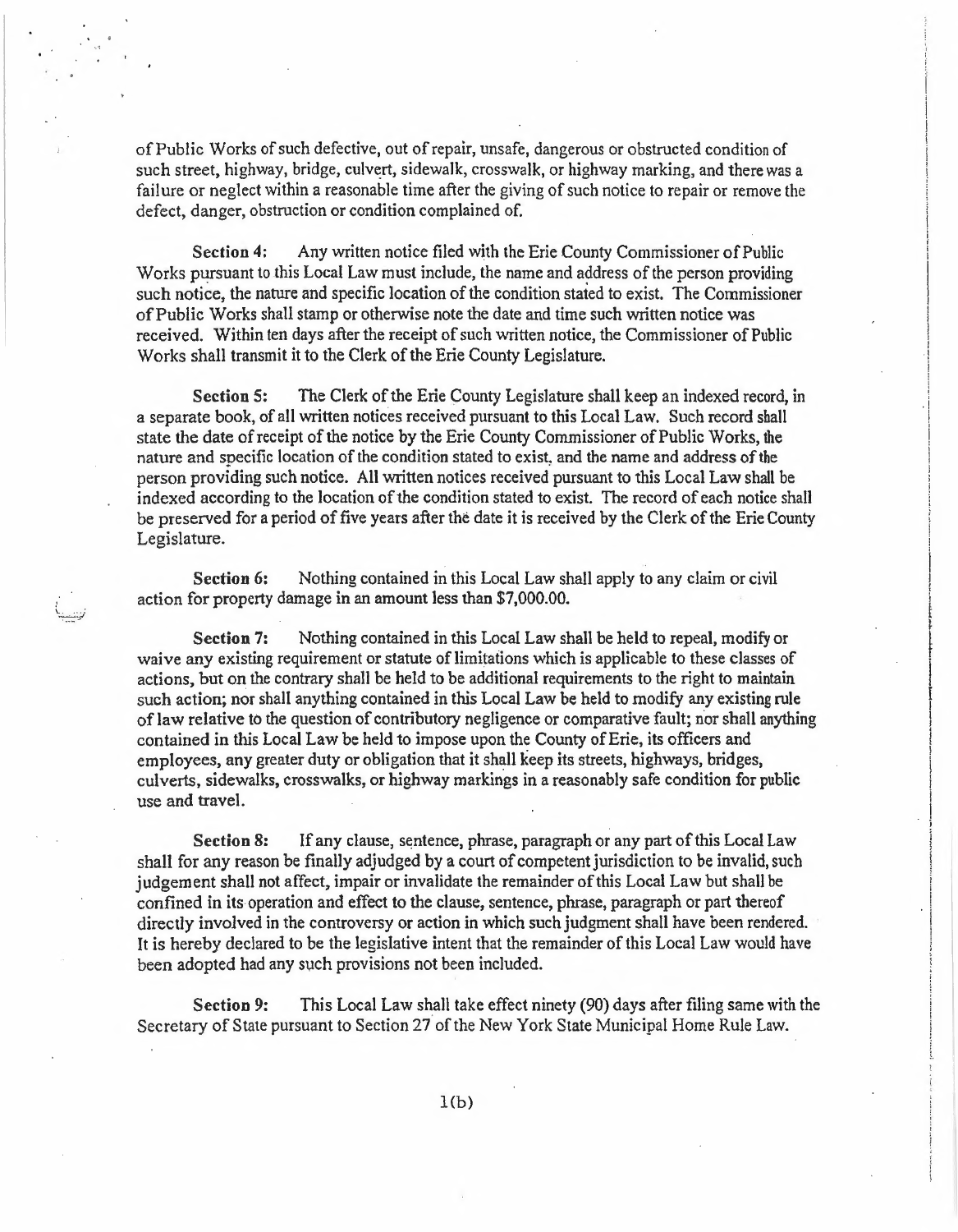of Public Works of such defective, out of repair, unsafe, dangerous or obstructed condition of such street, highway, bridge, culvert, sidewalk, crosswalk, or highway marking, and there was a failure or neglect within a reasonable time after the giving of such notice to repair or remove the defect, danger, obstruction or condition complained of.

**Section 4:** Any written notice filed with the Erie County Commissioner of Public Works pursuant to this Local Law must include, the name and address of the person providing such notice, the nature and specific location of the condition stated to exist. The Commissioner of Public Works shall stamp or otherwise note the date and time such written notice was received. Within ten days after the receipt of such written notice, the Commissioner of Public Works shall transmit it to the Clerk of the Erie County Legislature.

**Section 5:** The Clerk of the Erie County Legislature shall keep an indexed record, in a separate book, of all written notices received pursuant to this Local Law. Such record shall state the date of receipt of the notice by the Erie County Commissioner of Public Works, the nature and specific location of the condition stated to exist, and the name and address of the person providing such notice. All written notices received pursuant to this Local Law shall be indexed according to the location of the condition stated to exist. The record of each notice shall be preserved for a period of five years after the date it is received by the Clerk of the Erie County Legislature.

**Section 6:** Nothing contained in this Local Law shall apply to any claim or civil action for property damage in an amount less than $7,000.00.

**Section 7:** Nothing contained in this Local Law shall be held to repeal, modify or waive any existing requirement or statute of limitations which is applicable to these classes of actions, but on the contrary shall be held to be additional requirements to the right to maintain such action; nor shall anything contained in this Local Law be held to modify any existing rule of law relative to the question of contributory negligence or comparative fault; nor shall anything contained in this Local Law be held to impose upon the County of Erie, its officers and employees, any greater duty or obligation that it shall keep its streets, highways, bridges, culverts, sidewalks, crosswalks, or highway markings in a reasonably safe condition for public use and travel.

**Section 8:** If any clause, sentence, phrase, paragraph or any part of this Local Law shall for any reason be finally adjudged by a court of competent jurisdiction to be invalid, such judgement shall not affect, impair or invalidate the remainder of this Local Law but shall be confined in its operation and effect to the clause, sentence, phrase, paragraph or part thereof directly involved in the controversy or action in which such judgment shall have been rendered. It is hereby declared to be the legislative intent that the remainder of this Local Law would have been adopted had any such provisions not been included.

**Section 9:** This Local Law shall take effect ninety (90) days after filing same with the Secretary of State pursuant to Section 27 of the New York State Municipal Home Rule Law.

1(b)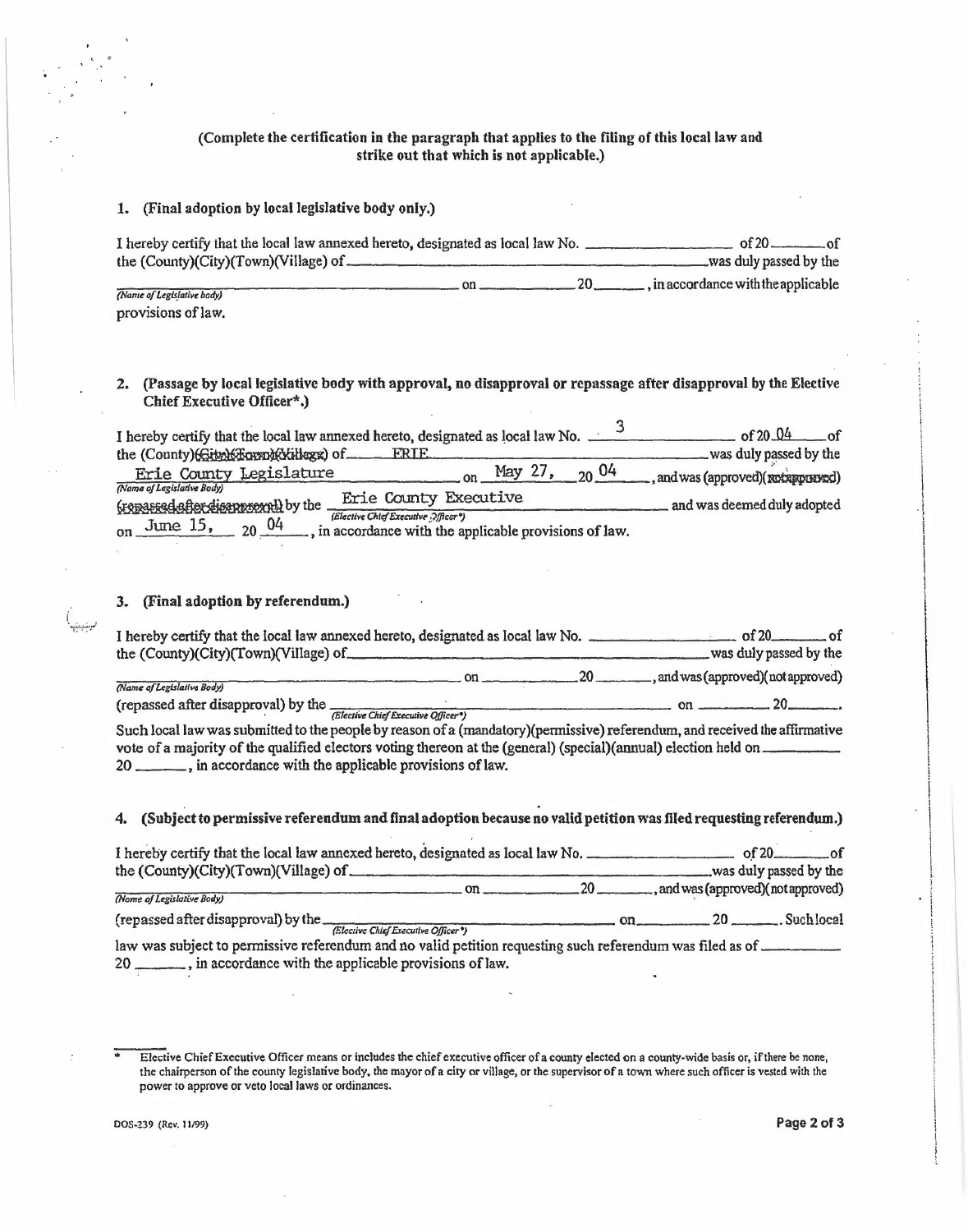(Complete the certification in the paragraph that applies to the filing of this local law and strike out that which is not applicable.)

**1. (Final adoption by local legislative body only.)**

I hereby certify that the local law annexed hereto, designated as local law No. ____________ of 20____ of the (County)(City)(Town)(Village) of ______________________ was duly passed by the ______________________ *(Name of Legislative body)* on ____________ 20____, in accordance with the applicable provisions of law.

**2. (Passage by local legislative body with approval, no disapproval or repassage after disapproval by the Elective Chief Executive Officer*.)**

I hereby certify that the local law annexed hereto, designated as local law No. 3 of 20 04 of the (County)~~(City)(Town)(Village)~~ of ERIE was duly passed by the Erie County Legislature *(Name of Legislative Body)* on May 27, 20 04, and was (approved)~~(not approved)~~ ~~(repassed after disapproval)~~ by the Erie County Executive *(Elective Chief Executive Officer*)* and was deemed duly adopted on June 15, 20 04, in accordance with the applicable provisions of law.

**3. (Final adoption by referendum.)**

I hereby certify that the local law annexed hereto, designated as local law No. ____________ of 20____ of the (County)(City)(Town)(Village) of ______________________ was duly passed by the ______________________ *(Name of Legislative Body)* on ____________ 20____, and was (approved)(not approved) (repassed after disapproval) by the ______________________ *(Elective Chief Executive Officer*)* on ____________ 20____.
Such local law was submitted to the people by reason of a (mandatory)(permissive) referendum, and received the affirmative vote of a majority of the qualified electors voting thereon at the (general) (special)(annual) election held on ____________ 20____, in accordance with the applicable provisions of law.

**4. (Subject to permissive referendum and final adoption because no valid petition was filed requesting referendum.)**

I hereby certify that the local law annexed hereto, designated as local law No. ____________ of 20____ of the (County)(City)(Town)(Village) of ______________________ was duly passed by the ______________________ *(Name of Legislative Body)* on ____________ 20____, and was (approved)(not approved) (repassed after disapproval) by the ______________________ *(Elective Chief Executive Officer*)* on ____________ 20____. Such local law was subject to permissive referendum and no valid petition requesting such referendum was filed as of ____________ 20____, in accordance with the applicable provisions of law.

---

\* Elective Chief Executive Officer means or includes the chief executive officer of a county elected on a county-wide basis or, if there be none, the chairperson of the county legislative body, the mayor of a city or village, or the supervisor of a town where such officer is vested with the power to approve or veto local laws or ordinances.

DOS-239 (Rev. 11/99)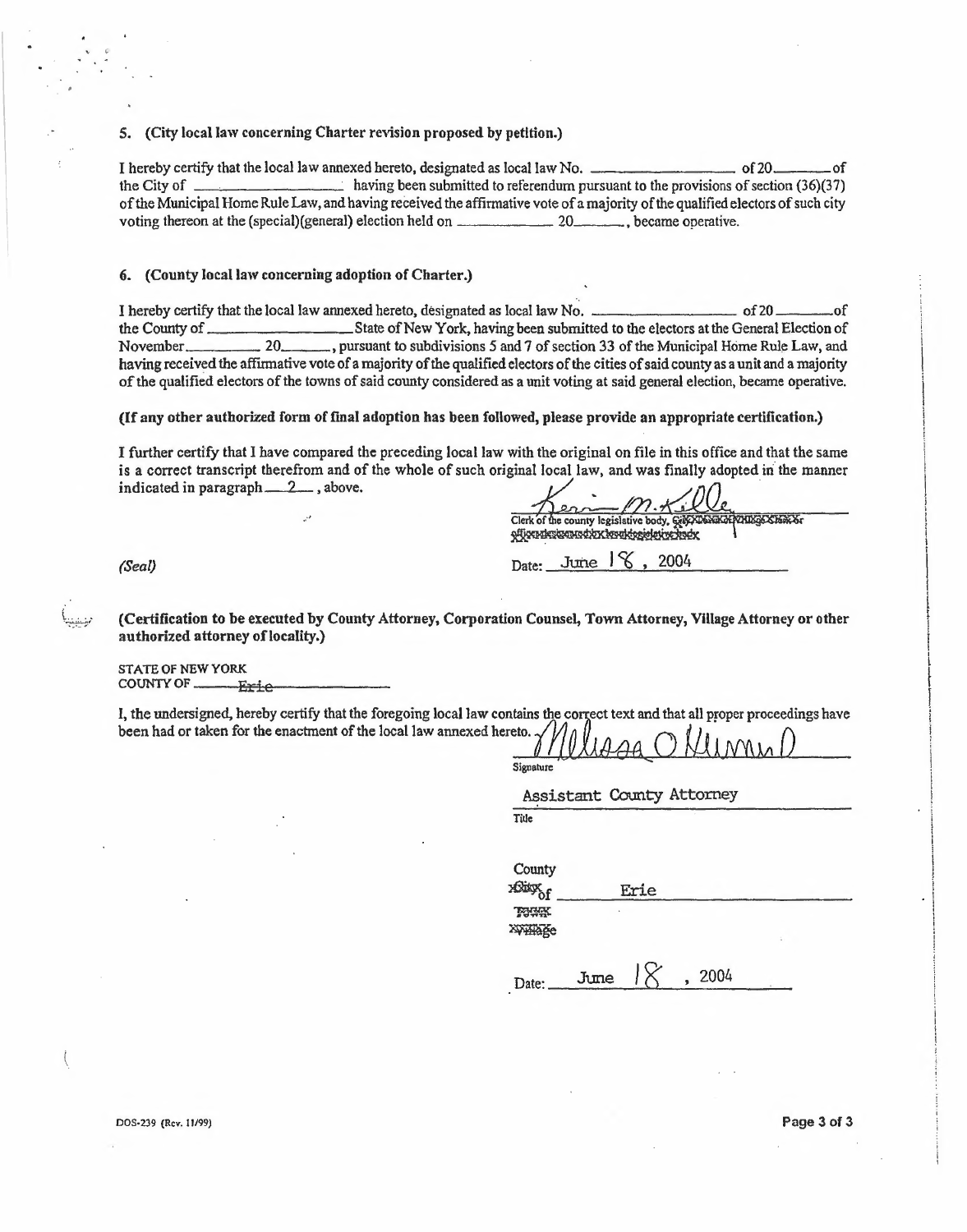**5. (City local law concerning Charter revision proposed by petition.)**

I hereby certify that the local law annexed hereto, designated as local law No. ______________ of 20______ of the City of ______________ having been submitted to referendum pursuant to the provisions of section (36)(37) of the Municipal Home Rule Law, and having received the affirmative vote of a majority of the qualified electors of such city voting thereon at the (special)(general) election held on ______________ 20______, became operative.

**6. (County local law concerning adoption of Charter.)**

I hereby certify that the local law annexed hereto, designated as local law No. ______________ of 20______ of the County of ______________ State of New York, having been submitted to the electors at the General Election of November ______________ 20______, pursuant to subdivisions 5 and 7 of section 33 of the Municipal Home Rule Law, and having received the affirmative vote of a majority of the qualified electors of the cities of said county as a unit and a majority of the qualified electors of the towns of said county considered as a unit voting at said general election, became operative.

**(If any other authorized form of final adoption has been followed, please provide an appropriate certification.)**

I further certify that I have compared the preceding local law with the original on file in this office and that the same is a correct transcript therefrom and of the whole of such original local law, and was finally adopted in the manner indicated in paragraph 2, above.

Kevin M. Kelley

Clerk of the county legislative body, ~~City, Town or Village Clerk or officer designated by local legislative body~~

*(Seal)*

Date: June 18, 2004

**(Certification to be executed by County Attorney, Corporation Counsel, Town Attorney, Village Attorney or other authorized attorney of locality.)**

STATE OF NEW YORK
COUNTY OF Erie

I, the undersigned, hereby certify that the foregoing local law contains the correct text and that all proper proceedings have been had or taken for the enactment of the local law annexed hereto.

Melissa O Hannan

Signature

Assistant County Attorney

Title

County ~~City~~ of Erie
~~Town~~
~~Village~~

Date: June 18, 2004

DOS-239 (Rev. 11/99)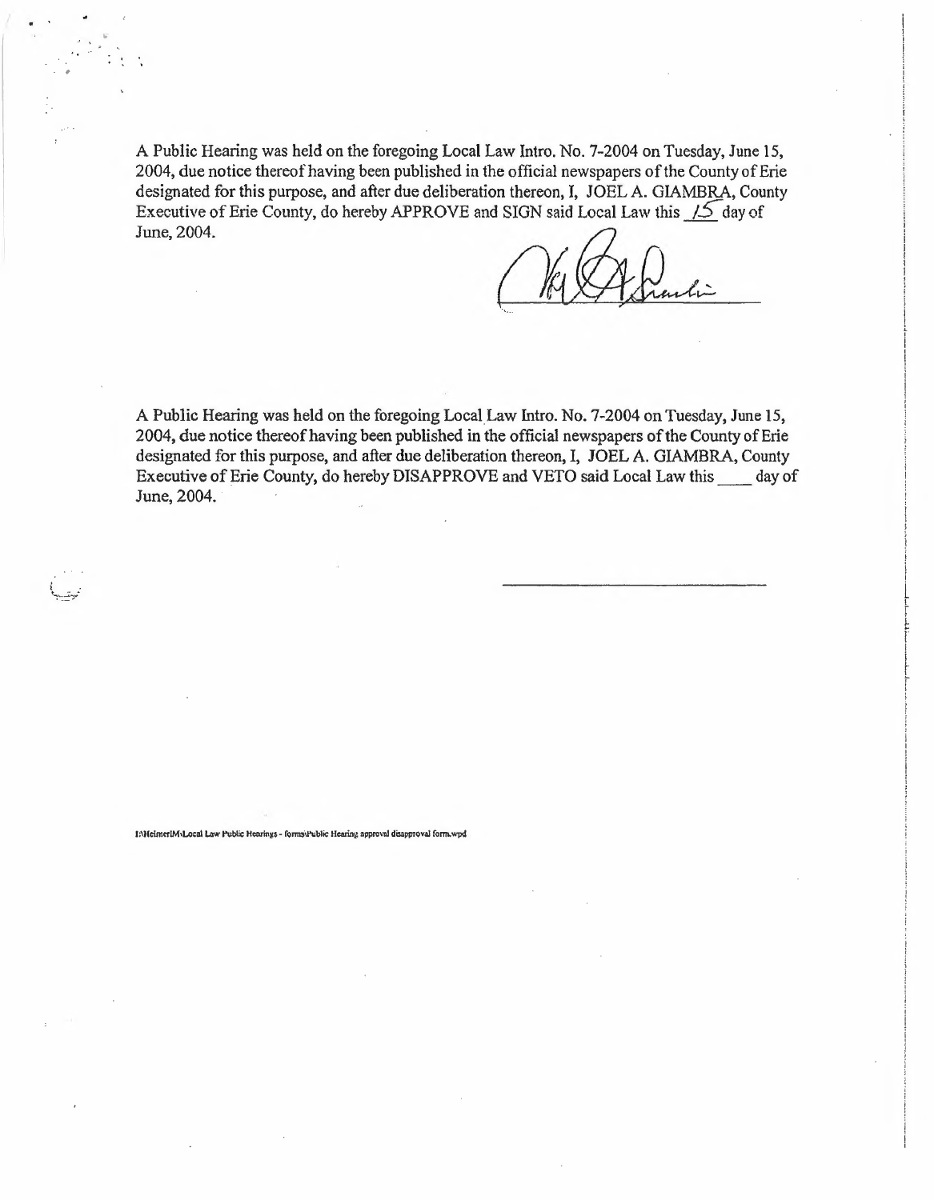A Public Hearing was held on the foregoing Local Law Intro. No. 7-2004 on Tuesday, June 15, 2004, due notice thereof having been published in the official newspapers of the County of Erie designated for this purpose, and after due deliberation thereon, I, JOEL A. GIAMBRA, County Executive of Erie County, do hereby APPROVE and SIGN said Local Law this 15 day of June, 2004.

A Public Hearing was held on the foregoing Local Law Intro. No. 7-2004 on Tuesday, June 15, 2004, due notice thereof having been published in the official newspapers of the County of Erie designated for this purpose, and after due deliberation thereon, I, JOEL A. GIAMBRA, County Executive of Erie County, do hereby DISAPPROVE and VETO said Local Law this \_\_\_\_ day of June, 2004.

\_\_\_\_\_\_\_\_\_\_\_\_\_\_\_\_\_\_\_\_\_\_\_\_\_\_\_\_\_\_

I:\HeimerlM\Local Law Public Hearings - forms\Public Hearing approval disapproval form.wpd